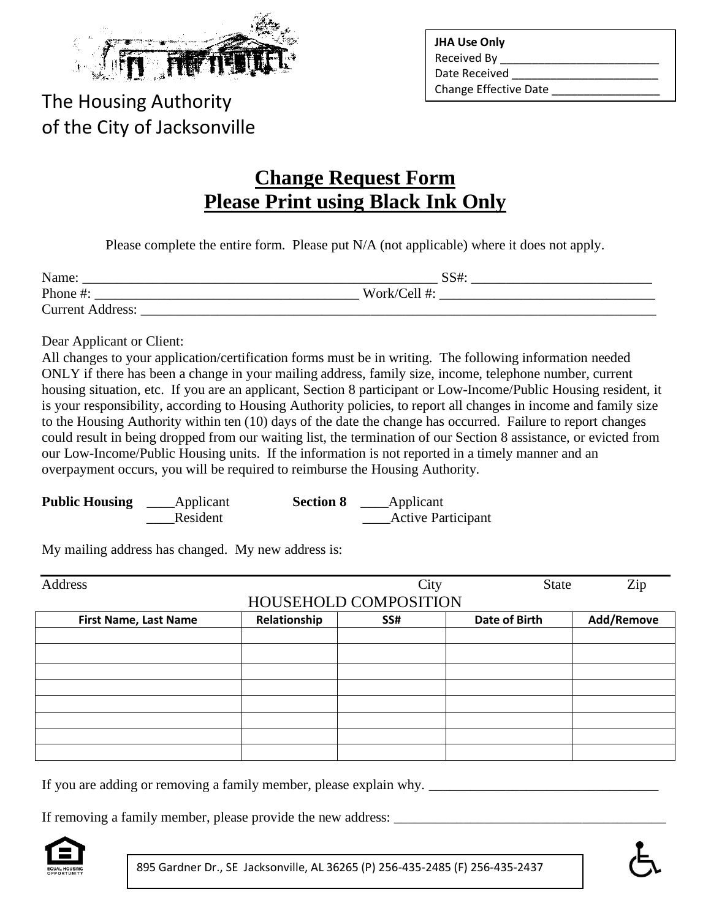The Housing Authority
of the City of Jacksonville

**JHA Use Only**
Received By ___________________________
Date Received _________________________
Change Effective Date __________________

# Change Request Form
# Please Print using Black Ink Only

Please complete the entire form. Please put N/A (not applicable) where it does not apply.

Name: ______________________________________________________ SS#: ___________________________
Phone #: ______________________________________ Work/Cell #: ______________________________
Current Address: ______________________________________________________________________________

Dear Applicant or Client:
All changes to your application/certification forms must be in writing. The following information needed ONLY if there has been a change in your mailing address, family size, income, telephone number, current housing situation, etc. If you are an applicant, Section 8 participant or Low-Income/Public Housing resident, it is your responsibility, according to Housing Authority policies, to report all changes in income and family size to the Housing Authority within ten (10) days of the date the change has occurred. Failure to report changes could result in being dropped from our waiting list, the termination of our Section 8 assistance, or evicted from our Low-Income/Public Housing units. If the information is not reported in a timely manner and an overpayment occurs, you will be required to reimburse the Housing Authority.

**Public Housing** ____Applicant ____Resident
**Section 8** ____Applicant ____Active Participant

My mailing address has changed. My new address is:

_______________________________________________________________________________
Address City State Zip

HOUSEHOLD COMPOSITION

| First Name, Last Name | Relationship | SS# | Date of Birth | Add/Remove |
| --- | --- | --- | --- | --- |
| | | | | |
| | | | | |
| | | | | |
| | | | | |
| | | | | |
| | | | | |
| | | | | |
| | | | | |

If you are adding or removing a family member, please explain why. _________________________________

If removing a family member, please provide the new address: _______________________________________

895 Gardner Dr., SE Jacksonville, AL 36265 (P) 256-435-2485 (F) 256-435-2437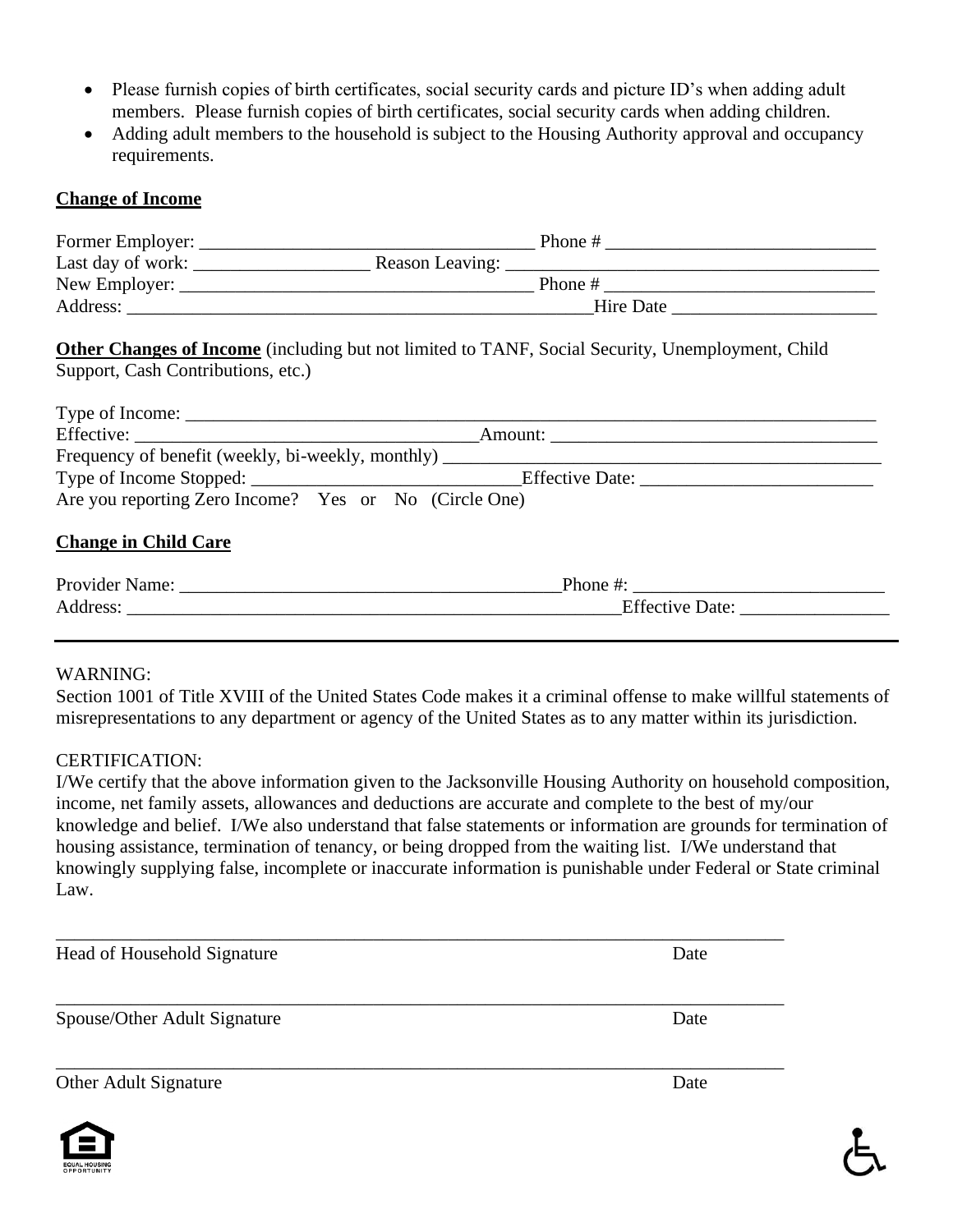- Please furnish copies of birth certificates, social security cards and picture ID's when adding adult members. Please furnish copies of birth certificates, social security cards when adding children.
- Adding adult members to the household is subject to the Housing Authority approval and occupancy requirements.

**Change of Income**

Former Employer: ____________________________________ Phone # ______________________________

Last day of work: ___________________ Reason Leaving: __________________________________________

New Employer: ______________________________________ Phone # ______________________________

Address: ____________________________________________________Hire Date _______________________

**Other Changes of Income** (including but not limited to TANF, Social Security, Unemployment, Child Support, Cash Contributions, etc.)

Type of Income: ___________________________________________________________________________

Effective: ____________________________________Amount: ____________________________________

Frequency of benefit (weekly, bi-weekly, monthly) _______________________________________________

Type of Income Stopped: _____________________________Effective Date: __________________________

Are you reporting Zero Income? Yes or No (Circle One)

**Change in Child Care**

Provider Name: ___________________________________________Phone #: ____________________________

Address: ________________________________________________________Effective Date: _________________

---

WARNING:

Section 1001 of Title XVIII of the United States Code makes it a criminal offense to make willful statements of misrepresentations to any department or agency of the United States as to any matter within its jurisdiction.

CERTIFICATION:

I/We certify that the above information given to the Jacksonville Housing Authority on household composition, income, net family assets, allowances and deductions are accurate and complete to the best of my/our knowledge and belief. I/We also understand that false statements or information are grounds for termination of housing assistance, termination of tenancy, or being dropped from the waiting list. I/We understand that knowingly supplying false, incomplete or inaccurate information is punishable under Federal or State criminal Law.

_________________________________________________________________________________

Head of Household Signature Date

_________________________________________________________________________________

Spouse/Other Adult Signature Date

_________________________________________________________________________________

Other Adult Signature Date

EQUAL HOUSING OPPORTUNITY